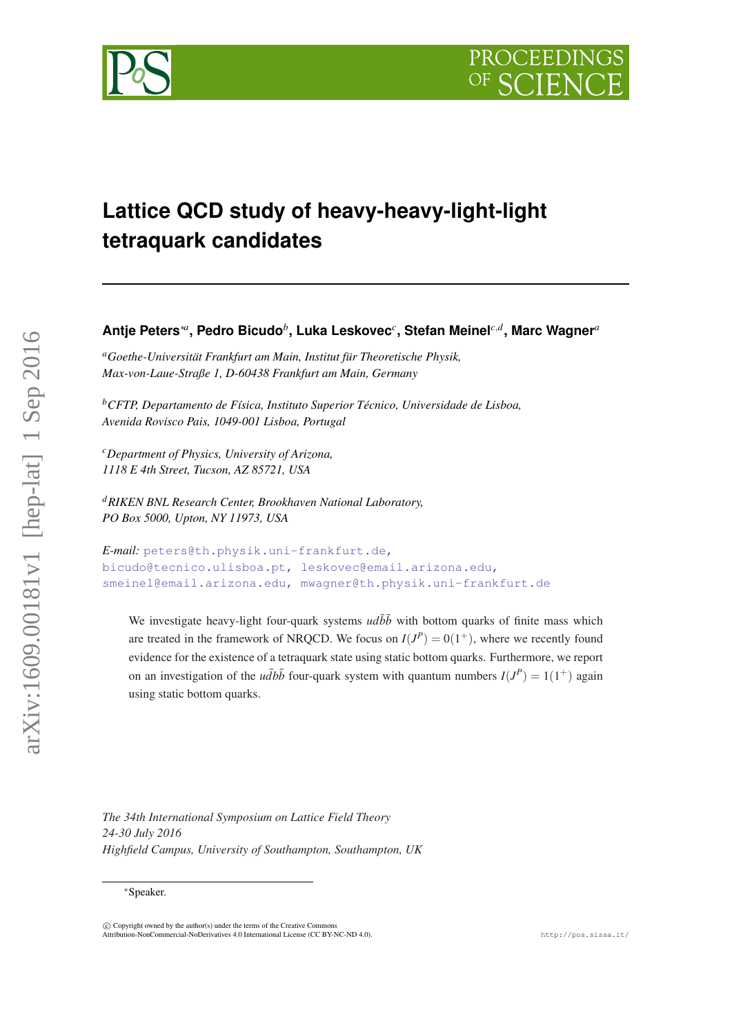# Lattice QCD study of heavy-heavy-light-light tetraquark candidates

**Antje Peters**\*[a], **Pedro Bicudo**[b], **Luka Leskovec**[c], **Stefan Meinel**[c,d], **Marc Wagner**[a]

[a]*Goethe-Universität Frankfurt am Main, Institut für Theoretische Physik, Max-von-Laue-Straße 1, D-60438 Frankfurt am Main, Germany*

[b]*CFTP, Departamento de Física, Instituto Superior Técnico, Universidade de Lisboa, Avenida Rovisco Pais, 1049-001 Lisboa, Portugal*

[c]*Department of Physics, University of Arizona, 1118 E 4th Street, Tucson, AZ 85721, USA*

[d]*RIKEN BNL Research Center, Brookhaven National Laboratory, PO Box 5000, Upton, NY 11973, USA*

*E-mail:* peters@th.physik.uni-frankfurt.de, bicudo@tecnico.ulisboa.pt, leskovec@email.arizona.edu, smeinel@email.arizona.edu, mwagner@th.physik.uni-frankfurt.de

We investigate heavy-light four-quark systems $ud\bar{b}\bar{b}$ with bottom quarks of finite mass which are treated in the framework of NRQCD. We focus on $I(J^P) = 0(1^+)$, where we recently found evidence for the existence of a tetraquark state using static bottom quarks. Furthermore, we report on an investigation of the $u\bar{d}b\bar{b}$ four-quark system with quantum numbers $I(J^P) = 1(1^+)$ again using static bottom quarks.

*The 34th International Symposium on Lattice Field Theory*
*24-30 July 2016*
*Highfield Campus, University of Southampton, Southampton, UK*

\*Speaker.

© Copyright owned by the author(s) under the terms of the Creative Commons Attribution-NonCommercial-NoDerivatives 4.0 International License (CC BY-NC-ND 4.0).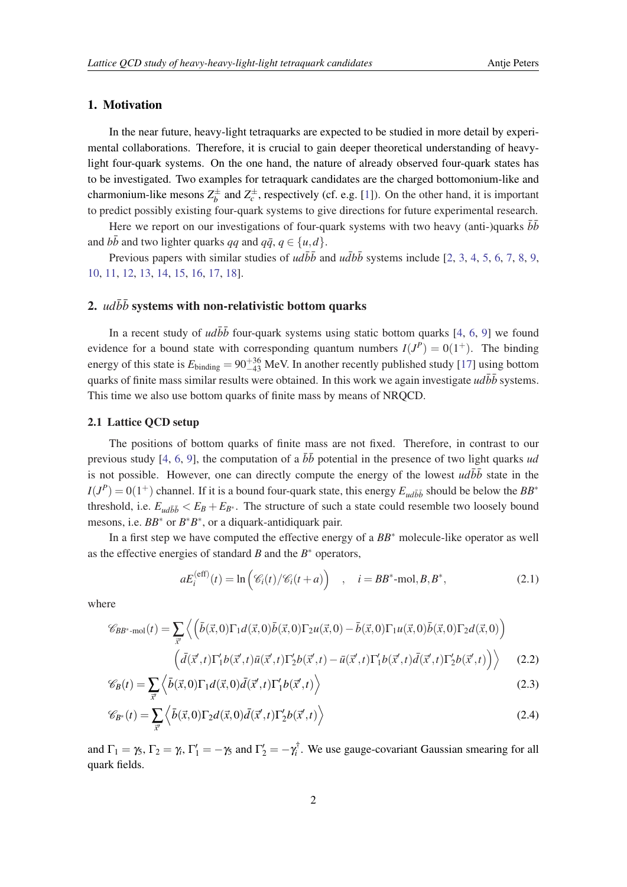## 1. Motivation

In the near future, heavy-light tetraquarks are expected to be studied in more detail by experimental collaborations. Therefore, it is crucial to gain deeper theoretical understanding of heavy-light four-quark systems. On the one hand, the nature of already observed four-quark states has to be investigated. Two examples for tetraquark candidates are the charged bottomonium-like and charmonium-like mesons $Z_b^\pm$ and $Z_c^\pm$, respectively (cf. e.g. [1]). On the other hand, it is important to predict possibly existing four-quark systems to give directions for future experimental research.

Here we report on our investigations of four-quark systems with two heavy (anti-)quarks $\bar{b}\bar{b}$ and $b\bar{b}$ and two lighter quarks $qq$ and $q\bar{q}$, $q \in \{u,d\}$.

Previous papers with similar studies of $ud\bar{b}\bar{b}$ and $u\bar{d}b\bar{b}$ systems include [2, 3, 4, 5, 6, 7, 8, 9, 10, 11, 12, 13, 14, 15, 16, 17, 18].

## 2. $ud\bar{b}\bar{b}$ systems with non-relativistic bottom quarks

In a recent study of $ud\bar{b}\bar{b}$ four-quark systems using static bottom quarks [4, 6, 9] we found evidence for a bound state with corresponding quantum numbers $I(J^P) = 0(1^+)$. The binding energy of this state is $E_{\text{binding}} = 90^{+36}_{-43}$ MeV. In another recently published study [17] using bottom quarks of finite mass similar results were obtained. In this work we again investigate $ud\bar{b}\bar{b}$ systems. This time we also use bottom quarks of finite mass by means of NRQCD.

### 2.1 Lattice QCD setup

The positions of bottom quarks of finite mass are not fixed. Therefore, in contrast to our previous study [4, 6, 9], the computation of a $\bar{b}\bar{b}$ potential in the presence of two light quarks $ud$ is not possible. However, one can directly compute the energy of the lowest $ud\bar{b}\bar{b}$ state in the $I(J^P) = 0(1^+)$ channel. If it is a bound four-quark state, this energy $E_{ud\bar{b}\bar{b}}$ should be below the $BB^*$ threshold, i.e. $E_{ud\bar{b}\bar{b}} < E_B + E_{B^*}$. The structure of such a state could resemble two loosely bound mesons, i.e. $BB^*$ or $B^*B^*$, or a diquark-antidiquark pair.

In a first step we have computed the effective energy of a $BB^*$ molecule-like operator as well as the effective energies of standard $B$ and the $B^*$ operators,

$$aE_i^{(\text{eff})}(t) = \ln\Big(\mathscr{C}_i(t)/\mathscr{C}_i(t+a)\Big) \quad , \quad i = BB^*\text{-mol}, B, B^*, \tag{2.1}$$

where

$$\begin{aligned}
\mathscr{C}_{BB^*\text{-mol}}(t) = \sum_{\vec{x}'} \Big\langle & \Big(\bar{b}(\vec{x},0)\Gamma_1 d(\vec{x},0)\bar{b}(\vec{x},0)\Gamma_2 u(\vec{x},0) - \bar{b}(\vec{x},0)\Gamma_1 u(\vec{x},0)\bar{b}(\vec{x},0)\Gamma_2 d(\vec{x},0)\Big) \\
& \Big(\bar{d}(\vec{x}',t)\Gamma_1' b(\vec{x}',t)\bar{u}(\vec{x}',t)\Gamma_2' b(\vec{x}',t) - \bar{u}(\vec{x}',t)\Gamma_1' b(\vec{x}',t)\bar{d}(\vec{x}',t)\Gamma_2' b(\vec{x}',t)\Big)\Big\rangle
\end{aligned} \tag{2.2}$$

$$\mathscr{C}_B(t) = \sum_{\vec{x}'} \Big\langle \bar{b}(\vec{x},0)\Gamma_1 d(\vec{x},0)\bar{d}(\vec{x}',t)\Gamma_1' b(\vec{x}',t)\Big\rangle \tag{2.3}$$

$$\mathscr{C}_{B^*}(t) = \sum_{\vec{x}'} \Big\langle \bar{b}(\vec{x},0)\Gamma_2 d(\vec{x},0)\bar{d}(\vec{x}',t)\Gamma_2' b(\vec{x}',t)\Big\rangle \tag{2.4}$$

and $\Gamma_1 = \gamma_5$, $\Gamma_2 = \gamma_i$, $\Gamma_1' = -\gamma_5$ and $\Gamma_2' = -\gamma_i^\dagger$. We use gauge-covariant Gaussian smearing for all quark fields.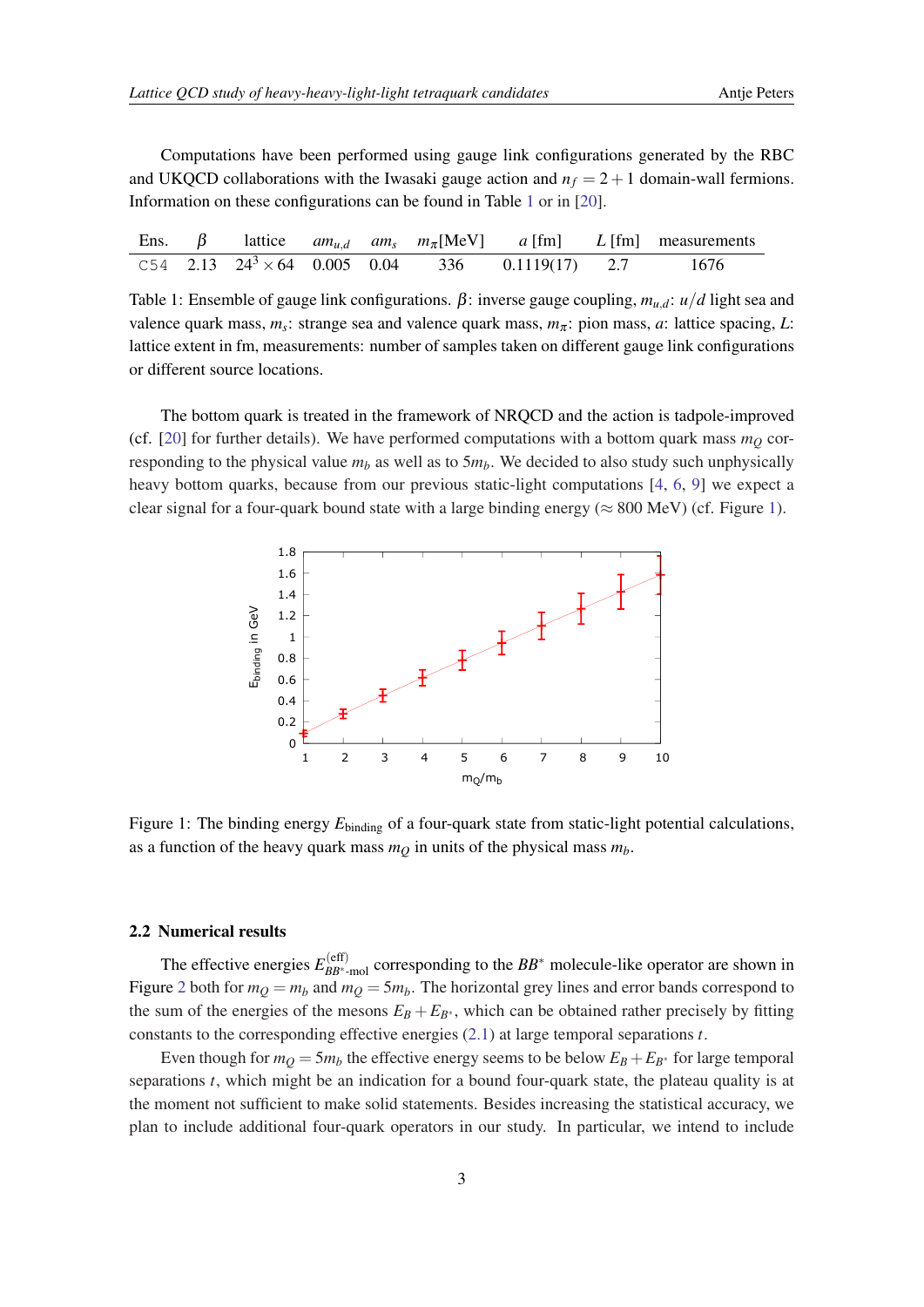Computations have been performed using gauge link configurations generated by the RBC and UKQCD collaborations with the Iwasaki gauge action and $n_f = 2+1$ domain-wall fermions. Information on these configurations can be found in Table 1 or in [20].

| Ens. | $\beta$ | lattice | $am_{u,d}$ | $am_s$ | $m_\pi$[MeV] | $a$ [fm] | $L$ [fm] | measurements |
|---|---|---|---|---|---|---|---|---|
| C54 | 2.13 | $24^3 \times 64$ | 0.005 | 0.04 | 336 | 0.1119(17) | 2.7 | 1676 |

Table 1: Ensemble of gauge link configurations. $\beta$: inverse gauge coupling, $m_{u,d}$: $u/d$ light sea and valence quark mass, $m_s$: strange sea and valence quark mass, $m_\pi$: pion mass, $a$: lattice spacing, $L$: lattice extent in fm, measurements: number of samples taken on different gauge link configurations or different source locations.

The bottom quark is treated in the framework of NRQCD and the action is tadpole-improved (cf. [20] for further details). We have performed computations with a bottom quark mass $m_Q$ corresponding to the physical value $m_b$ as well as to $5m_b$. We decided to also study such unphysically heavy bottom quarks, because from our previous static-light computations [4, 6, 9] we expect a clear signal for a four-quark bound state with a large binding energy ($\approx 800$ MeV) (cf. Figure 1).

Figure 1: The binding energy $E_{\text{binding}}$ of a four-quark state from static-light potential calculations, as a function of the heavy quark mass $m_Q$ in units of the physical mass $m_b$.

### 2.2 Numerical results

The effective energies $E^{(\text{eff})}_{BB^*\text{-mol}}$ corresponding to the $BB^*$ molecule-like operator are shown in Figure 2 both for $m_Q = m_b$ and $m_Q = 5m_b$. The horizontal grey lines and error bands correspond to the sum of the energies of the mesons $E_B + E_{B^*}$, which can be obtained rather precisely by fitting constants to the corresponding effective energies (2.1) at large temporal separations $t$.

Even though for $m_Q = 5m_b$ the effective energy seems to be below $E_B + E_{B^*}$ for large temporal separations $t$, which might be an indication for a bound four-quark state, the plateau quality is at the moment not sufficient to make solid statements. Besides increasing the statistical accuracy, we plan to include additional four-quark operators in our study. In particular, we intend to include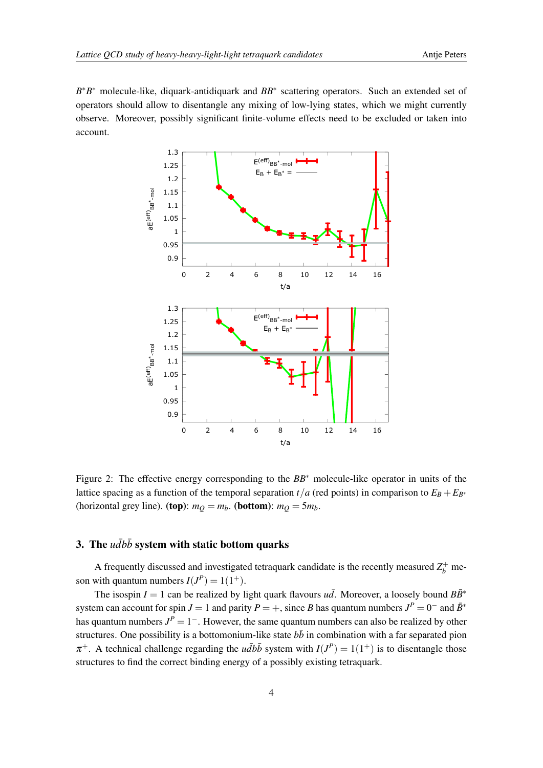$B^*B^*$ molecule-like, diquark-antidiquark and $BB^*$ scattering operators. Such an extended set of operators should allow to disentangle any mixing of low-lying states, which we might currently observe. Moreover, possibly significant finite-volume effects need to be excluded or taken into account.

Figure 2: The effective energy corresponding to the $BB^*$ molecule-like operator in units of the lattice spacing as a function of the temporal separation $t/a$ (red points) in comparison to $E_B + E_{B^*}$ (horizontal grey line). **(top)**: $m_Q = m_b$. **(bottom)**: $m_Q = 5m_b$.

## 3. The $ud\bar{b}\bar{b}$ system with static bottom quarks

A frequently discussed and investigated tetraquark candidate is the recently measured $Z_b^+$ meson with quantum numbers $I(J^P) = 1(1^+)$.

The isospin $I = 1$ can be realized by light quark flavours $u\bar{d}$. Moreover, a loosely bound $B\bar{B}^*$ system can account for spin $J = 1$ and parity $P = +$, since $B$ has quantum numbers $J^P = 0^-$ and $\bar{B}^*$ has quantum numbers $J^P = 1^-$. However, the same quantum numbers can also be realized by other structures. One possibility is a bottomonium-like state $b\bar{b}$ in combination with a far separated pion $\pi^+$. A technical challenge regarding the $u\bar{d}b\bar{b}$ system with $I(J^P) = 1(1^+)$ is to disentangle those structures to find the correct binding energy of a possibly existing tetraquark.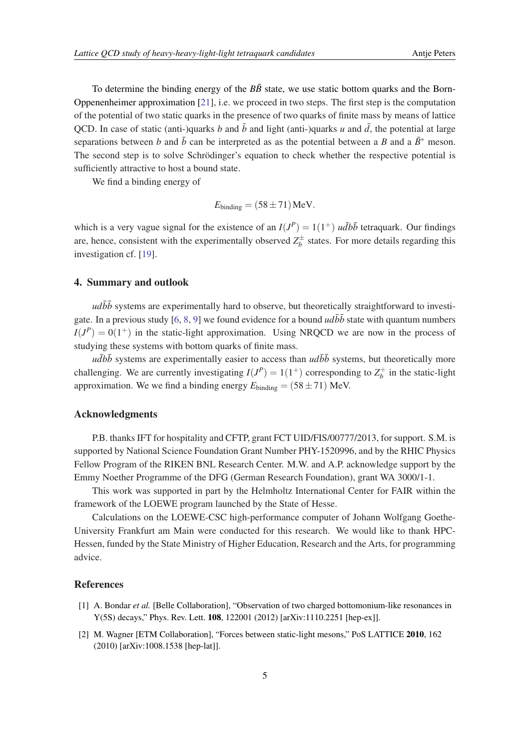To determine the binding energy of the $B\bar{B}$ state, we use static bottom quarks and the Born-Oppenenheimer approximation [21], i.e. we proceed in two steps. The first step is the computation of the potential of two static quarks in the presence of two quarks of finite mass by means of lattice QCD. In case of static (anti-)quarks $b$ and $\bar{b}$ and light (anti-)quarks $u$ and $\bar{d}$, the potential at large separations between $b$ and $\bar{b}$ can be interpreted as as the potential between a $B$ and a $\bar{B}^*$ meson. The second step is to solve Schrödinger's equation to check whether the respective potential is sufficiently attractive to host a bound state.

We find a binding energy of

$$E_{\text{binding}} = (58 \pm 71)\,\text{MeV}.$$

which is a very vague signal for the existence of an $I(J^P) = 1(1^+)$ $u\bar{d}b\bar{b}$ tetraquark. Our findings are, hence, consistent with the experimentally observed $Z_b^\pm$ states. For more details regarding this investigation cf. [19].

## 4. Summary and outlook

$ud\bar{b}\bar{b}$ systems are experimentally hard to observe, but theoretically straightforward to investigate. In a previous study [6, 8, 9] we found evidence for a bound $ud\bar{b}\bar{b}$ state with quantum numbers $I(J^P) = 0(1^+)$ in the static-light approximation. Using NRQCD we are now in the process of studying these systems with bottom quarks of finite mass.

$u\bar{d}b\bar{b}$ systems are experimentally easier to access than $ud\bar{b}\bar{b}$ systems, but theoretically more challenging. We are currently investigating $I(J^P) = 1(1^+)$ corresponding to $Z_b^+$ in the static-light approximation. We we find a binding energy $E_{\text{binding}} = (58 \pm 71)$ MeV.

## Acknowledgments

P.B. thanks IFT for hospitality and CFTP, grant FCT UID/FIS/00777/2013, for support. S.M. is supported by National Science Foundation Grant Number PHY-1520996, and by the RHIC Physics Fellow Program of the RIKEN BNL Research Center. M.W. and A.P. acknowledge support by the Emmy Noether Programme of the DFG (German Research Foundation), grant WA 3000/1-1.

This work was supported in part by the Helmholtz International Center for FAIR within the framework of the LOEWE program launched by the State of Hesse.

Calculations on the LOEWE-CSC high-performance computer of Johann Wolfgang Goethe-University Frankfurt am Main were conducted for this research. We would like to thank HPC-Hessen, funded by the State Ministry of Higher Education, Research and the Arts, for programming advice.

## References

[1] A. Bondar *et al.* [Belle Collaboration], "Observation of two charged bottomonium-like resonances in Y(5S) decays," Phys. Rev. Lett. **108**, 122001 (2012) [arXiv:1110.2251 [hep-ex]].

[2] M. Wagner [ETM Collaboration], "Forces between static-light mesons," PoS LATTICE **2010**, 162 (2010) [arXiv:1008.1538 [hep-lat]].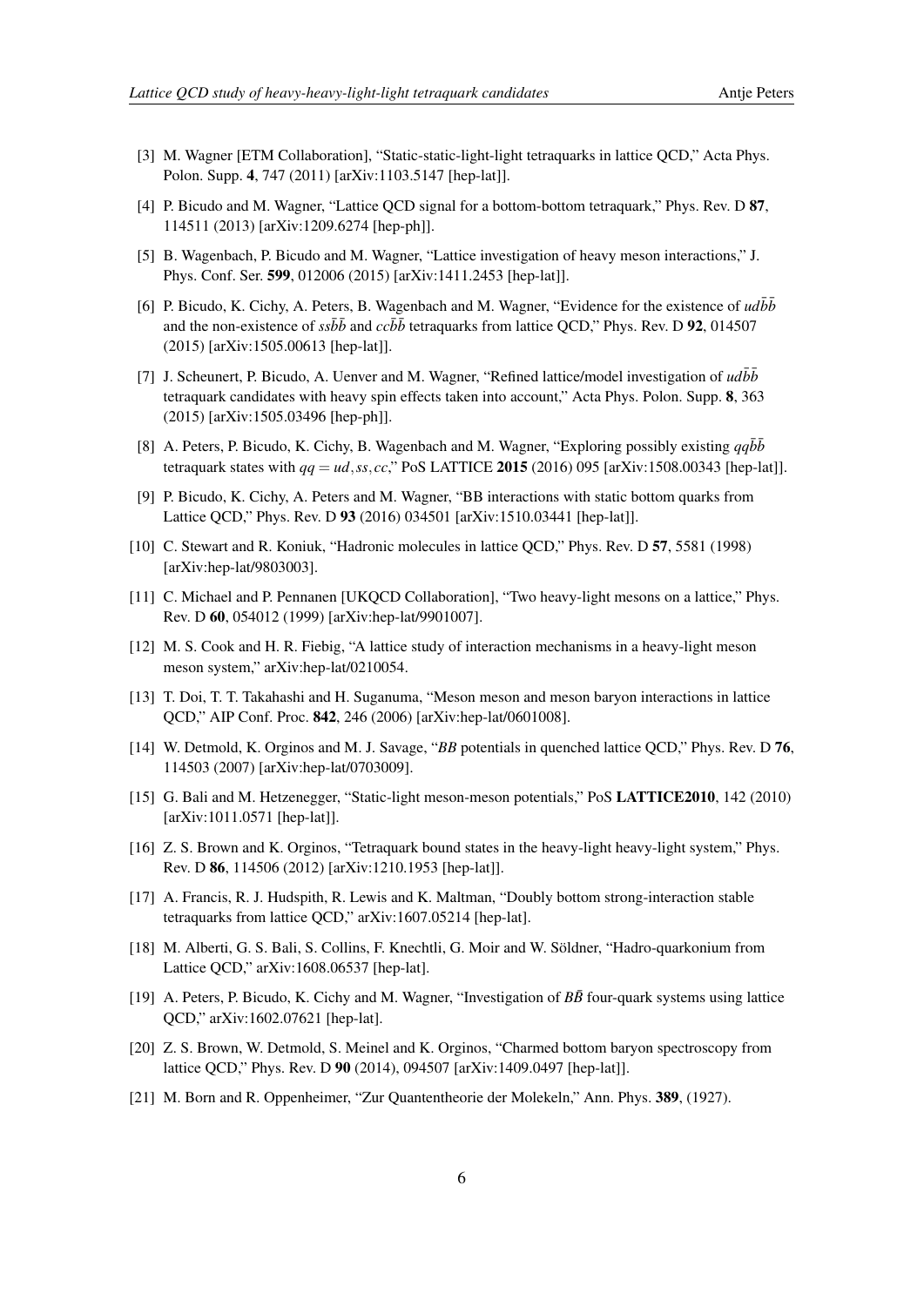[3] M. Wagner [ETM Collaboration], "Static-static-light-light tetraquarks in lattice QCD," Acta Phys. Polon. Supp. **4**, 747 (2011) [arXiv:1103.5147 [hep-lat]].

[4] P. Bicudo and M. Wagner, "Lattice QCD signal for a bottom-bottom tetraquark," Phys. Rev. D **87**, 114511 (2013) [arXiv:1209.6274 [hep-ph]].

[5] B. Wagenbach, P. Bicudo and M. Wagner, "Lattice investigation of heavy meson interactions," J. Phys. Conf. Ser. **599**, 012006 (2015) [arXiv:1411.2453 [hep-lat]].

[6] P. Bicudo, K. Cichy, A. Peters, B. Wagenbach and M. Wagner, "Evidence for the existence of $ud\bar{b}\bar{b}$ and the non-existence of $ss\bar{b}\bar{b}$ and $cc\bar{b}\bar{b}$ tetraquarks from lattice QCD," Phys. Rev. D **92**, 014507 (2015) [arXiv:1505.00613 [hep-lat]].

[7] J. Scheunert, P. Bicudo, A. Uenver and M. Wagner, "Refined lattice/model investigation of $ud\bar{b}\bar{b}$ tetraquark candidates with heavy spin effects taken into account," Acta Phys. Polon. Supp. **8**, 363 (2015) [arXiv:1505.03496 [hep-ph]].

[8] A. Peters, P. Bicudo, K. Cichy, B. Wagenbach and M. Wagner, "Exploring possibly existing $qq\bar{b}\bar{b}$ tetraquark states with $qq = ud, ss, cc$," PoS LATTICE **2015** (2016) 095 [arXiv:1508.00343 [hep-lat]].

[9] P. Bicudo, K. Cichy, A. Peters and M. Wagner, "BB interactions with static bottom quarks from Lattice QCD," Phys. Rev. D **93** (2016) 034501 [arXiv:1510.03441 [hep-lat]].

[10] C. Stewart and R. Koniuk, "Hadronic molecules in lattice QCD," Phys. Rev. D **57**, 5581 (1998) [arXiv:hep-lat/9803003].

[11] C. Michael and P. Pennanen [UKQCD Collaboration], "Two heavy-light mesons on a lattice," Phys. Rev. D **60**, 054012 (1999) [arXiv:hep-lat/9901007].

[12] M. S. Cook and H. R. Fiebig, "A lattice study of interaction mechanisms in a heavy-light meson meson system," arXiv:hep-lat/0210054.

[13] T. Doi, T. T. Takahashi and H. Suganuma, "Meson meson and meson baryon interactions in lattice QCD," AIP Conf. Proc. **842**, 246 (2006) [arXiv:hep-lat/0601008].

[14] W. Detmold, K. Orginos and M. J. Savage, "*BB* potentials in quenched lattice QCD," Phys. Rev. D **76**, 114503 (2007) [arXiv:hep-lat/0703009].

[15] G. Bali and M. Hetzenegger, "Static-light meson-meson potentials," PoS **LATTICE2010**, 142 (2010) [arXiv:1011.0571 [hep-lat]].

[16] Z. S. Brown and K. Orginos, "Tetraquark bound states in the heavy-light heavy-light system," Phys. Rev. D **86**, 114506 (2012) [arXiv:1210.1953 [hep-lat]].

[17] A. Francis, R. J. Hudspith, R. Lewis and K. Maltman, "Doubly bottom strong-interaction stable tetraquarks from lattice QCD," arXiv:1607.05214 [hep-lat].

[18] M. Alberti, G. S. Bali, S. Collins, F. Knechtli, G. Moir and W. Söldner, "Hadro-quarkonium from Lattice QCD," arXiv:1608.06537 [hep-lat].

[19] A. Peters, P. Bicudo, K. Cichy and M. Wagner, "Investigation of $B\bar{B}$ four-quark systems using lattice QCD," arXiv:1602.07621 [hep-lat].

[20] Z. S. Brown, W. Detmold, S. Meinel and K. Orginos, "Charmed bottom baryon spectroscopy from lattice QCD," Phys. Rev. D **90** (2014), 094507 [arXiv:1409.0497 [hep-lat]].

[21] M. Born and R. Oppenheimer, "Zur Quantentheorie der Molekeln," Ann. Phys. **389**, (1927).